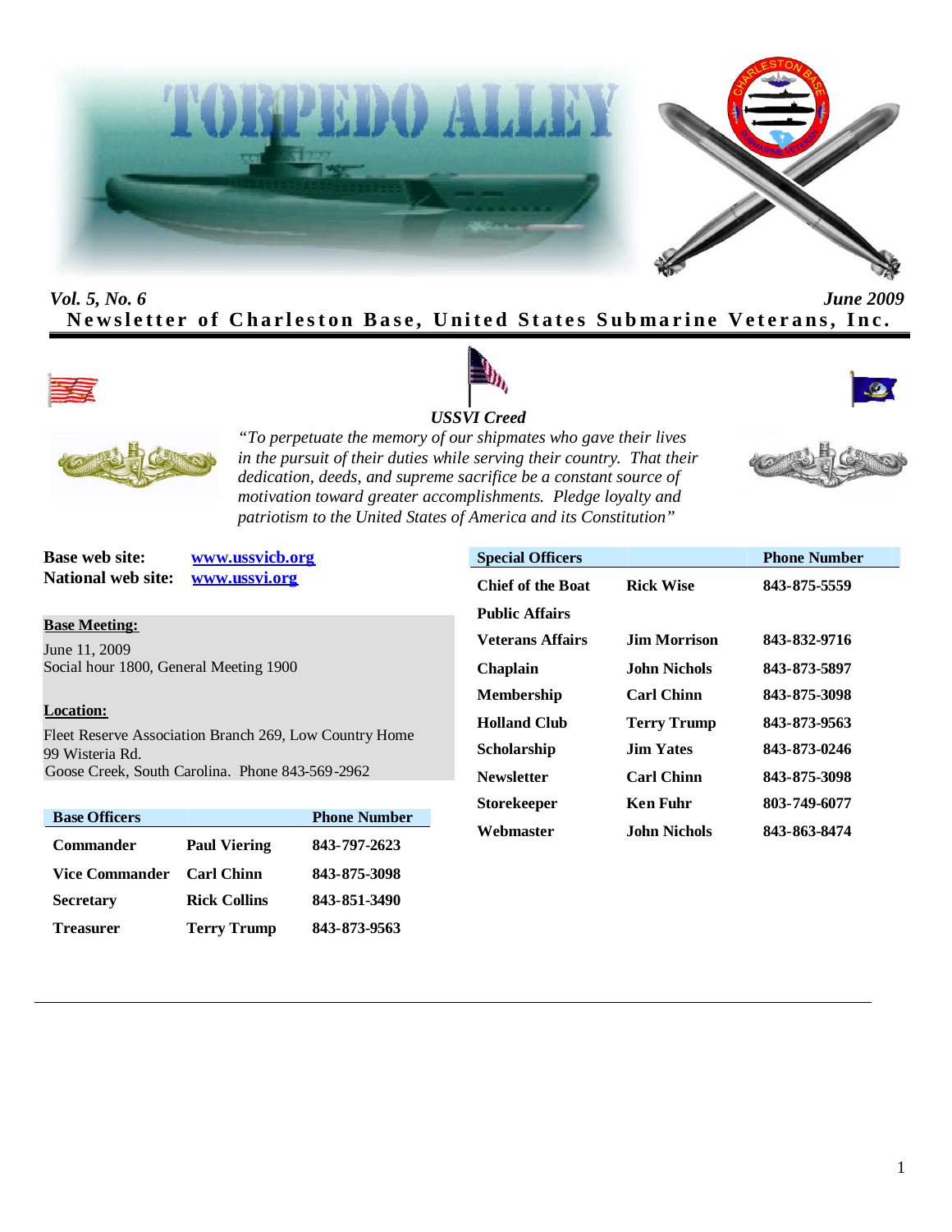# TORPEDO ALLEY

*Vol. 5, No. 6* *June 2009*

**Newsletter of Charleston Base, United States Submarine Veterans, Inc.**

***USSVI Creed***

*"To perpetuate the memory of our shipmates who gave their lives in the pursuit of their duties while serving their country. That their dedication, deeds, and supreme sacrifice be a constant source of motivation toward greater accomplishments. Pledge loyalty and patriotism to the United States of America and its Constitution"*

**Base web site:** www.ussvicb.org
**National web site:** www.ussvi.org

**Base Meeting:**

June 11, 2009
Social hour 1800, General Meeting 1900

**Location:**

Fleet Reserve Association Branch 269, Low Country Home
99 Wisteria Rd.
Goose Creek, South Carolina. Phone 843-569-2962

| Base Officers | | Phone Number |
|---|---|---|
| Commander | Paul Viering | 843-797-2623 |
| Vice Commander | Carl Chinn | 843-875-3098 |
| Secretary | Rick Collins | 843-851-3490 |
| Treasurer | Terry Trump | 843-873-9563 |

| Special Officers | | Phone Number |
|---|---|---|
| Chief of the Boat | Rick Wise | 843-875-5559 |
| Public Affairs | | |
| Veterans Affairs | Jim Morrison | 843-832-9716 |
| Chaplain | John Nichols | 843-873-5897 |
| Membership | Carl Chinn | 843-875-3098 |
| Holland Club | Terry Trump | 843-873-9563 |
| Scholarship | Jim Yates | 843-873-0246 |
| Newsletter | Carl Chinn | 843-875-3098 |
| Storekeeper | Ken Fuhr | 803-749-6077 |
| Webmaster | John Nichols | 843-863-8474 |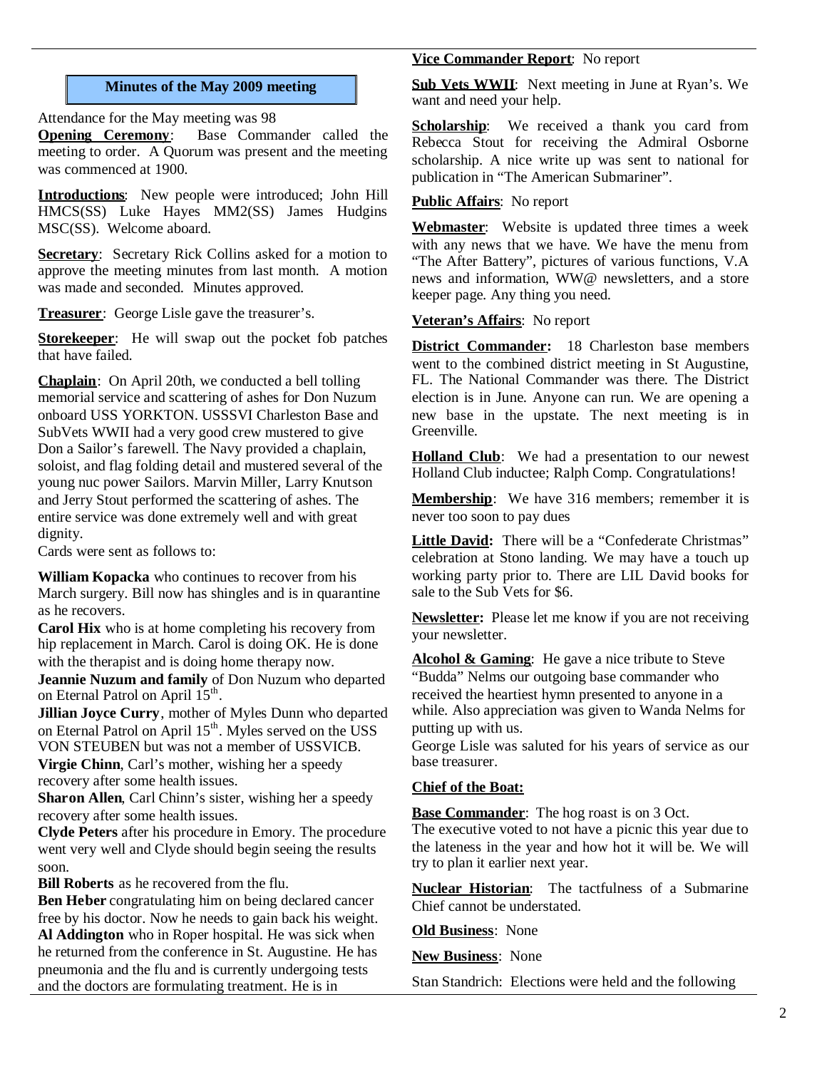## Minutes of the May 2009 meeting

Attendance for the May meeting was 98

**Opening Ceremony**: Base Commander called the meeting to order. A Quorum was present and the meeting was commenced at 1900.

**Introductions**: New people were introduced; John Hill HMCS(SS) Luke Hayes MM2(SS) James Hudgins MSC(SS). Welcome aboard.

**Secretary**: Secretary Rick Collins asked for a motion to approve the meeting minutes from last month. A motion was made and seconded. Minutes approved.

**Treasurer**: George Lisle gave the treasurer's.

**Storekeeper**: He will swap out the pocket fob patches that have failed.

**Chaplain**: On April 20th, we conducted a bell tolling memorial service and scattering of ashes for Don Nuzum onboard USS YORKTON. USSSVI Charleston Base and SubVets WWII had a very good crew mustered to give Don a Sailor's farewell. The Navy provided a chaplain, soloist, and flag folding detail and mustered several of the young nuc power Sailors. Marvin Miller, Larry Knutson and Jerry Stout performed the scattering of ashes. The entire service was done extremely well and with great dignity.

Cards were sent as follows to:

**William Kopacka** who continues to recover from his March surgery. Bill now has shingles and is in quarantine as he recovers.

**Carol Hix** who is at home completing his recovery from hip replacement in March. Carol is doing OK. He is done with the therapist and is doing home therapy now.

**Jeannie Nuzum and family** of Don Nuzum who departed on Eternal Patrol on April 15th.

**Jillian Joyce Curry**, mother of Myles Dunn who departed on Eternal Patrol on April 15th. Myles served on the USS VON STEUBEN but was not a member of USSVICB.

**Virgie Chinn**, Carl's mother, wishing her a speedy recovery after some health issues.

**Sharon Allen**, Carl Chinn's sister, wishing her a speedy recovery after some health issues.

**Clyde Peters** after his procedure in Emory. The procedure went very well and Clyde should begin seeing the results soon.

**Bill Roberts** as he recovered from the flu.

**Ben Heber** congratulating him on being declared cancer free by his doctor. Now he needs to gain back his weight.

**Al Addington** who in Roper hospital. He was sick when he returned from the conference in St. Augustine. He has pneumonia and the flu and is currently undergoing tests and the doctors are formulating treatment. He is in

**Vice Commander Report**: No report

**Sub Vets WWII**: Next meeting in June at Ryan's. We want and need your help.

**Scholarship**: We received a thank you card from Rebecca Stout for receiving the Admiral Osborne scholarship. A nice write up was sent to national for publication in "The American Submariner".

**Public Affairs**: No report

**Webmaster**: Website is updated three times a week with any news that we have. We have the menu from "The After Battery", pictures of various functions, V.A news and information, WW@ newsletters, and a store keeper page. Any thing you need.

**Veteran's Affairs**: No report

**District Commander:** 18 Charleston base members went to the combined district meeting in St Augustine, FL. The National Commander was there. The District election is in June. Anyone can run. We are opening a new base in the upstate. The next meeting is in Greenville.

**Holland Club**: We had a presentation to our newest Holland Club inductee; Ralph Comp. Congratulations!

**Membership**: We have 316 members; remember it is never too soon to pay dues

**Little David:** There will be a "Confederate Christmas" celebration at Stono landing. We may have a touch up working party prior to. There are LIL David books for sale to the Sub Vets for $6.

**Newsletter:** Please let me know if you are not receiving your newsletter.

**Alcohol & Gaming**: He gave a nice tribute to Steve "Budda" Nelms our outgoing base commander who received the heartiest hymn presented to anyone in a while. Also appreciation was given to Wanda Nelms for putting up with us.

George Lisle was saluted for his years of service as our base treasurer.

**Chief of the Boat:**

**Base Commander**: The hog roast is on 3 Oct.

The executive voted to not have a picnic this year due to the lateness in the year and how hot it will be. We will try to plan it earlier next year.

**Nuclear Historian**: The tactfulness of a Submarine Chief cannot be understated.

**Old Business**: None

**New Business**: None

Stan Standrich: Elections were held and the following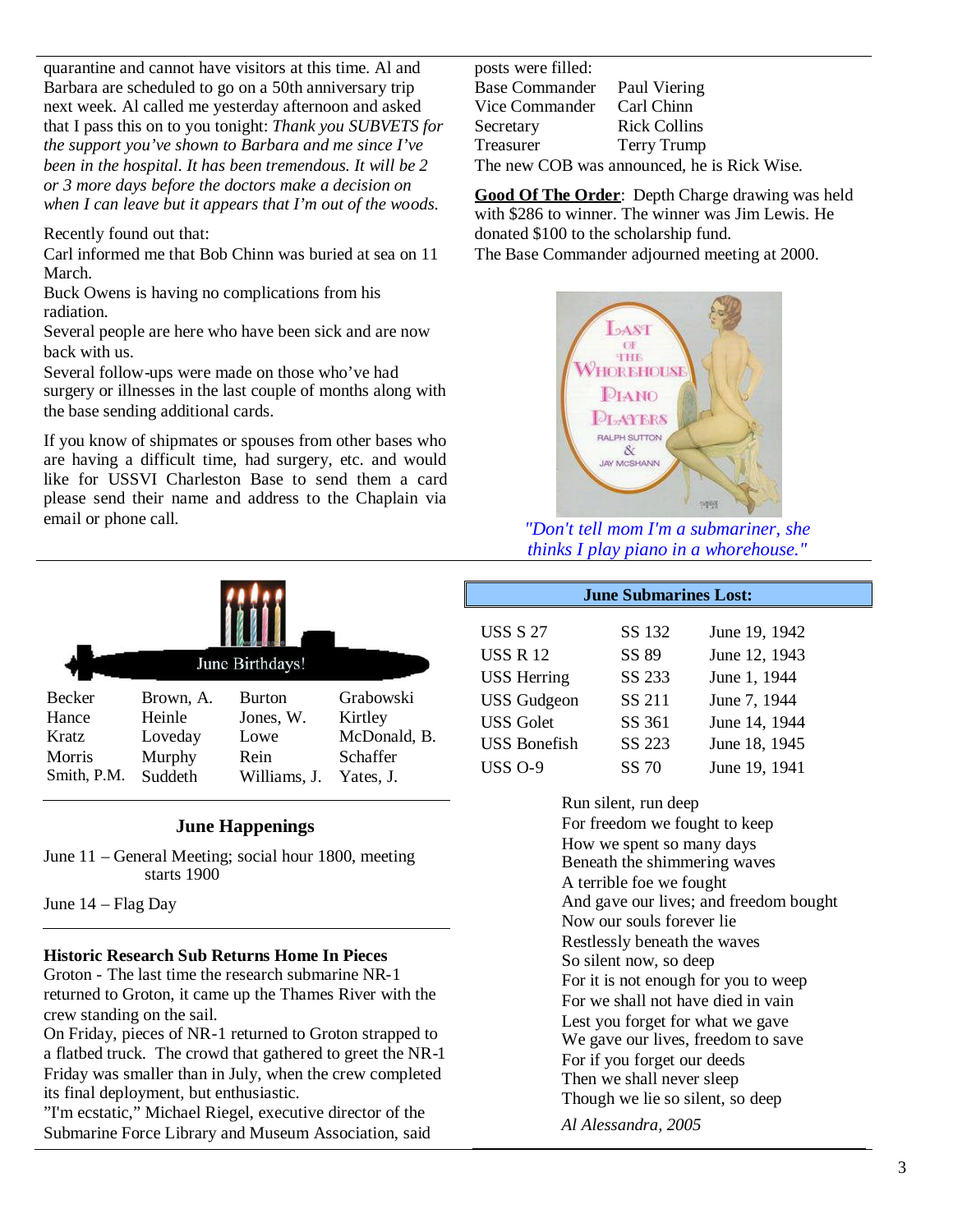quarantine and cannot have visitors at this time. Al and Barbara are scheduled to go on a 50th anniversary trip next week. Al called me yesterday afternoon and asked that I pass this on to you tonight: *Thank you SUBVETS for the support you've shown to Barbara and me since I've been in the hospital. It has been tremendous. It will be 2 or 3 more days before the doctors make a decision on when I can leave but it appears that I'm out of the woods.*

Recently found out that:
Carl informed me that Bob Chinn was buried at sea on 11 March.
Buck Owens is having no complications from his radiation.
Several people are here who have been sick and are now back with us.
Several follow-ups were made on those who've had surgery or illnesses in the last couple of months along with the base sending additional cards.

If you know of shipmates or spouses from other bases who are having a difficult time, had surgery, etc. and would like for USSVI Charleston Base to send them a card please send their name and address to the Chaplain via email or phone call.

posts were filled:

| | |
|---|---|
| Base Commander | Paul Viering |
| Vice Commander | Carl Chinn |
| Secretary | Rick Collins |
| Treasurer | Terry Trump |

The new COB was announced, he is Rick Wise.

**Good Of The Order**: Depth Charge drawing was held with $286 to winner. The winner was Jim Lewis. He donated $100 to the scholarship fund.
The Base Commander adjourned meeting at 2000.

*"Don't tell mom I'm a submariner, she thinks I play piano in a whorehouse."*

## June Birthdays!

| | | | |
|---|---|---|---|
| Becker | Brown, A. | Burton | Grabowski |
| Hance | Heinle | Jones, W. | Kirtley |
| Kratz | Loveday | Lowe | McDonald, B. |
| Morris | Murphy | Rein | Schaffer |
| Smith, P.M. | Suddeth | Williams, J. | Yates, J. |

## June Happenings

June 11 – General Meeting; social hour 1800, meeting starts 1900

June 14 – Flag Day

**Historic Research Sub Returns Home In Pieces**
Groton - The last time the research submarine NR-1 returned to Groton, it came up the Thames River with the crew standing on the sail.
On Friday, pieces of NR-1 returned to Groton strapped to a flatbed truck. The crowd that gathered to greet the NR-1 Friday was smaller than in July, when the crew completed its final deployment, but enthusiastic.
"I'm ecstatic," Michael Riegel, executive director of the Submarine Force Library and Museum Association, said

## June Submarines Lost:

| | | |
|---|---|---|
| USS S 27 | SS 132 | June 19, 1942 |
| USS R 12 | SS 89 | June 12, 1943 |
| USS Herring | SS 233 | June 1, 1944 |
| USS Gudgeon | SS 211 | June 7, 1944 |
| USS Golet | SS 361 | June 14, 1944 |
| USS Bonefish | SS 223 | June 18, 1945 |
| USS O-9 | SS 70 | June 19, 1941 |

Run silent, run deep
For freedom we fought to keep
How we spent so many days
Beneath the shimmering waves
A terrible foe we fought
And gave our lives; and freedom bought
Now our souls forever lie
Restlessly beneath the waves
So silent now, so deep
For it is not enough for you to weep
For we shall not have died in vain
Lest you forget for what we gave
We gave our lives, freedom to save
For if you forget our deeds
Then we shall never sleep
Though we lie so silent, so deep

*Al Alessandra, 2005*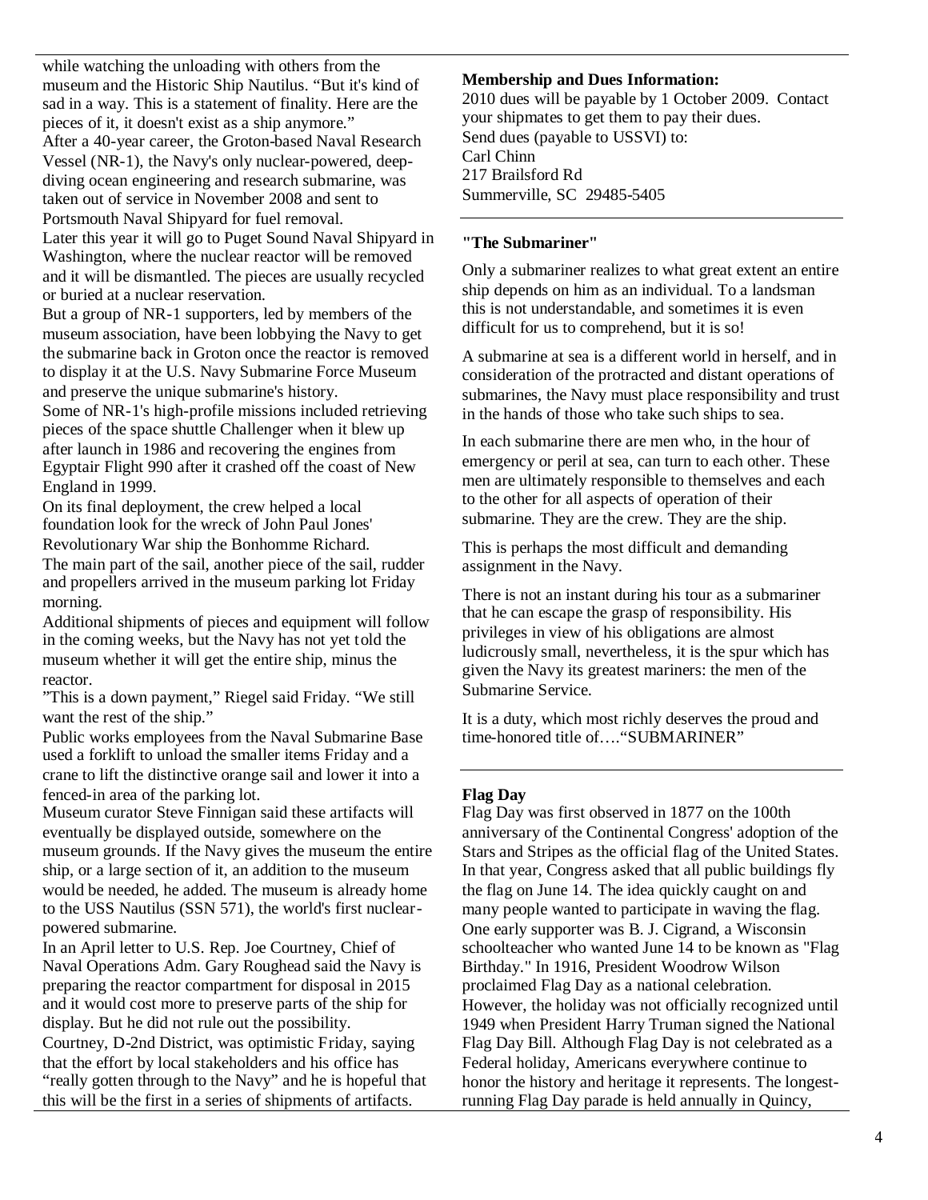while watching the unloading with others from the museum and the Historic Ship Nautilus. "But it's kind of sad in a way. This is a statement of finality. Here are the pieces of it, it doesn't exist as a ship anymore."

After a 40-year career, the Groton-based Naval Research Vessel (NR-1), the Navy's only nuclear-powered, deep-diving ocean engineering and research submarine, was taken out of service in November 2008 and sent to Portsmouth Naval Shipyard for fuel removal.

Later this year it will go to Puget Sound Naval Shipyard in Washington, where the nuclear reactor will be removed and it will be dismantled. The pieces are usually recycled or buried at a nuclear reservation.

But a group of NR-1 supporters, led by members of the museum association, have been lobbying the Navy to get the submarine back in Groton once the reactor is removed to display it at the U.S. Navy Submarine Force Museum and preserve the unique submarine's history.

Some of NR-1's high-profile missions included retrieving pieces of the space shuttle Challenger when it blew up after launch in 1986 and recovering the engines from Egyptair Flight 990 after it crashed off the coast of New England in 1999.

On its final deployment, the crew helped a local foundation look for the wreck of John Paul Jones' Revolutionary War ship the Bonhomme Richard.

The main part of the sail, another piece of the sail, rudder and propellers arrived in the museum parking lot Friday morning.

Additional shipments of pieces and equipment will follow in the coming weeks, but the Navy has not yet told the museum whether it will get the entire ship, minus the reactor.

"This is a down payment," Riegel said Friday. "We still want the rest of the ship."

Public works employees from the Naval Submarine Base used a forklift to unload the smaller items Friday and a crane to lift the distinctive orange sail and lower it into a fenced-in area of the parking lot.

Museum curator Steve Finnigan said these artifacts will eventually be displayed outside, somewhere on the museum grounds. If the Navy gives the museum the entire ship, or a large section of it, an addition to the museum would be needed, he added. The museum is already home to the USS Nautilus (SSN 571), the world's first nuclear-powered submarine.

In an April letter to U.S. Rep. Joe Courtney, Chief of Naval Operations Adm. Gary Roughead said the Navy is preparing the reactor compartment for disposal in 2015 and it would cost more to preserve parts of the ship for display. But he did not rule out the possibility.

Courtney, D-2nd District, was optimistic Friday, saying that the effort by local stakeholders and his office has "really gotten through to the Navy" and he is hopeful that this will be the first in a series of shipments of artifacts.

**Membership and Dues Information:**

2010 dues will be payable by 1 October 2009. Contact your shipmates to get them to pay their dues.
Send dues (payable to USSVI) to:
Carl Chinn
217 Brailsford Rd
Summerville, SC 29485-5405

**"The Submariner"**

Only a submariner realizes to what great extent an entire ship depends on him as an individual. To a landsman this is not understandable, and sometimes it is even difficult for us to comprehend, but it is so!

A submarine at sea is a different world in herself, and in consideration of the protracted and distant operations of submarines, the Navy must place responsibility and trust in the hands of those who take such ships to sea.

In each submarine there are men who, in the hour of emergency or peril at sea, can turn to each other. These men are ultimately responsible to themselves and each to the other for all aspects of operation of their submarine. They are the crew. They are the ship.

This is perhaps the most difficult and demanding assignment in the Navy.

There is not an instant during his tour as a submariner that he can escape the grasp of responsibility. His privileges in view of his obligations are almost ludicrously small, nevertheless, it is the spur which has given the Navy its greatest mariners: the men of the Submarine Service.

It is a duty, which most richly deserves the proud and time-honored title of…."SUBMARINER"

**Flag Day**

Flag Day was first observed in 1877 on the 100th anniversary of the Continental Congress' adoption of the Stars and Stripes as the official flag of the United States. In that year, Congress asked that all public buildings fly the flag on June 14. The idea quickly caught on and many people wanted to participate in waving the flag. One early supporter was B. J. Cigrand, a Wisconsin schoolteacher who wanted June 14 to be known as "Flag Birthday." In 1916, President Woodrow Wilson proclaimed Flag Day as a national celebration. However, the holiday was not officially recognized until 1949 when President Harry Truman signed the National Flag Day Bill. Although Flag Day is not celebrated as a Federal holiday, Americans everywhere continue to honor the history and heritage it represents. The longest-running Flag Day parade is held annually in Quincy,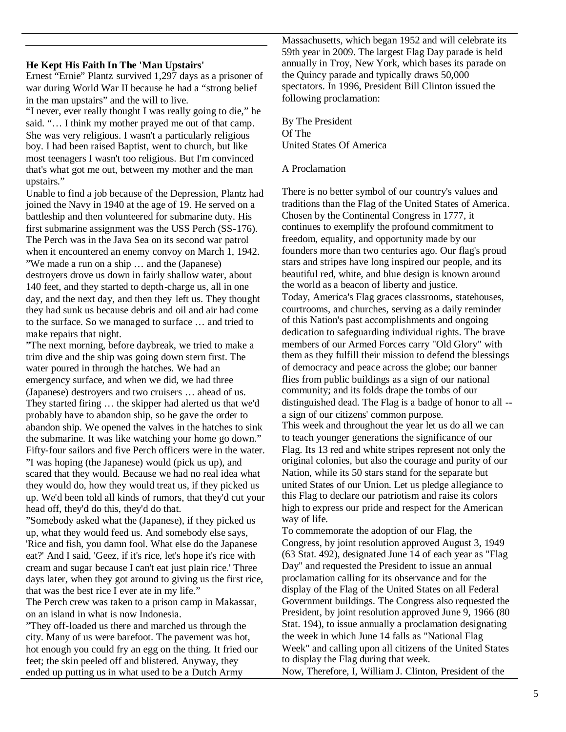### He Kept His Faith In The 'Man Upstairs'

Ernest "Ernie" Plantz survived 1,297 days as a prisoner of war during World War II because he had a "strong belief in the man upstairs" and the will to live.

"I never, ever really thought I was really going to die," he said. "… I think my mother prayed me out of that camp. She was very religious. I wasn't a particularly religious boy. I had been raised Baptist, went to church, but like most teenagers I wasn't too religious. But I'm convinced that's what got me out, between my mother and the man upstairs."

Unable to find a job because of the Depression, Plantz had joined the Navy in 1940 at the age of 19. He served on a battleship and then volunteered for submarine duty. His first submarine assignment was the USS Perch (SS-176). The Perch was in the Java Sea on its second war patrol when it encountered an enemy convoy on March 1, 1942.

"We made a run on a ship … and the (Japanese) destroyers drove us down in fairly shallow water, about 140 feet, and they started to depth-charge us, all in one day, and the next day, and then they left us. They thought they had sunk us because debris and oil and air had come to the surface. So we managed to surface … and tried to make repairs that night.

"The next morning, before daybreak, we tried to make a trim dive and the ship was going down stern first. The water poured in through the hatches. We had an emergency surface, and when we did, we had three (Japanese) destroyers and two cruisers … ahead of us. They started firing … the skipper had alerted us that we'd probably have to abandon ship, so he gave the order to abandon ship. We opened the valves in the hatches to sink the submarine. It was like watching your home go down."

Fifty-four sailors and five Perch officers were in the water.

"I was hoping (the Japanese) would (pick us up), and scared that they would. Because we had no real idea what they would do, how they would treat us, if they picked us up. We'd been told all kinds of rumors, that they'd cut your head off, they'd do this, they'd do that.

"Somebody asked what the (Japanese), if they picked us up, what they would feed us. And somebody else says, 'Rice and fish, you damn fool. What else do the Japanese eat?' And I said, 'Geez, if it's rice, let's hope it's rice with cream and sugar because I can't eat just plain rice.' Three days later, when they got around to giving us the first rice, that was the best rice I ever ate in my life."

The Perch crew was taken to a prison camp in Makassar, on an island in what is now Indonesia.

"They off-loaded us there and marched us through the city. Many of us were barefoot. The pavement was hot, hot enough you could fry an egg on the thing. It fried our feet; the skin peeled off and blistered. Anyway, they ended up putting us in what used to be a Dutch Army

Massachusetts, which began 1952 and will celebrate its 59th year in 2009. The largest Flag Day parade is held annually in Troy, New York, which bases its parade on the Quincy parade and typically draws 50,000 spectators. In 1996, President Bill Clinton issued the following proclamation:

By The President
Of The
United States Of America

A Proclamation

There is no better symbol of our country's values and traditions than the Flag of the United States of America. Chosen by the Continental Congress in 1777, it continues to exemplify the profound commitment to freedom, equality, and opportunity made by our founders more than two centuries ago. Our flag's proud stars and stripes have long inspired our people, and its beautiful red, white, and blue design is known around the world as a beacon of liberty and justice.

Today, America's Flag graces classrooms, statehouses, courtrooms, and churches, serving as a daily reminder of this Nation's past accomplishments and ongoing dedication to safeguarding individual rights. The brave members of our Armed Forces carry "Old Glory" with them as they fulfill their mission to defend the blessings of democracy and peace across the globe; our banner flies from public buildings as a sign of our national community; and its folds drape the tombs of our distinguished dead. The Flag is a badge of honor to all -- a sign of our citizens' common purpose.

This week and throughout the year let us do all we can to teach younger generations the significance of our Flag. Its 13 red and white stripes represent not only the original colonies, but also the courage and purity of our Nation, while its 50 stars stand for the separate but united States of our Union. Let us pledge allegiance to this Flag to declare our patriotism and raise its colors high to express our pride and respect for the American way of life.

To commemorate the adoption of our Flag, the Congress, by joint resolution approved August 3, 1949 (63 Stat. 492), designated June 14 of each year as "Flag Day" and requested the President to issue an annual proclamation calling for its observance and for the display of the Flag of the United States on all Federal Government buildings. The Congress also requested the President, by joint resolution approved June 9, 1966 (80 Stat. 194), to issue annually a proclamation designating the week in which June 14 falls as "National Flag Week" and calling upon all citizens of the United States to display the Flag during that week.

Now, Therefore, I, William J. Clinton, President of the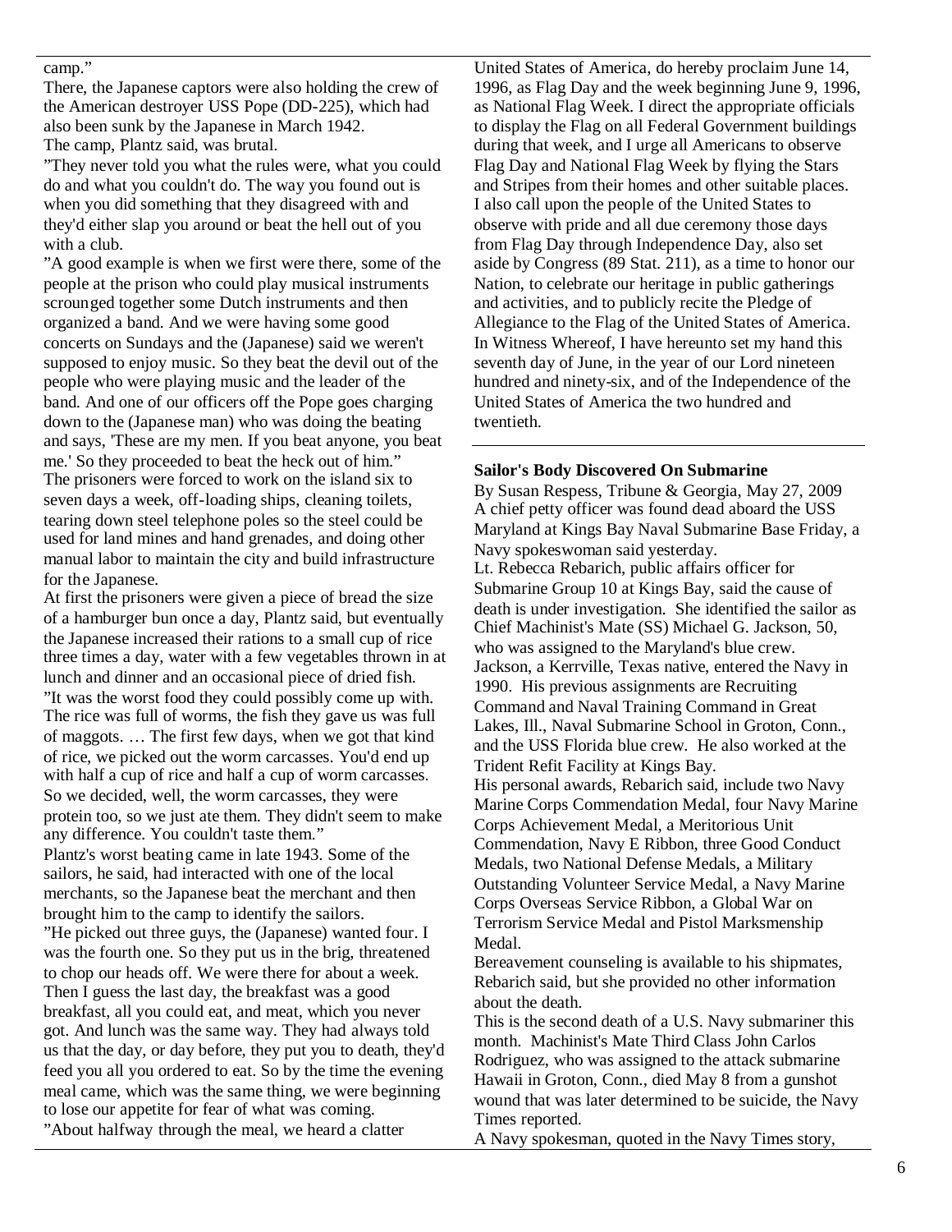camp."

There, the Japanese captors were also holding the crew of the American destroyer USS Pope (DD-225), which had also been sunk by the Japanese in March 1942.

The camp, Plantz said, was brutal.

"They never told you what the rules were, what you could do and what you couldn't do. The way you found out is when you did something that they disagreed with and they'd either slap you around or beat the hell out of you with a club.

"A good example is when we first were there, some of the people at the prison who could play musical instruments scrounged together some Dutch instruments and then organized a band. And we were having some good concerts on Sundays and the (Japanese) said we weren't supposed to enjoy music. So they beat the devil out of the people who were playing music and the leader of the band. And one of our officers off the Pope goes charging down to the (Japanese man) who was doing the beating and says, 'These are my men. If you beat anyone, you beat me.' So they proceeded to beat the heck out of him."

The prisoners were forced to work on the island six to seven days a week, off-loading ships, cleaning toilets, tearing down steel telephone poles so the steel could be used for land mines and hand grenades, and doing other manual labor to maintain the city and build infrastructure for the Japanese.

At first the prisoners were given a piece of bread the size of a hamburger bun once a day, Plantz said, but eventually the Japanese increased their rations to a small cup of rice three times a day, water with a few vegetables thrown in at lunch and dinner and an occasional piece of dried fish.

"It was the worst food they could possibly come up with. The rice was full of worms, the fish they gave us was full of maggots. … The first few days, when we got that kind of rice, we picked out the worm carcasses. You'd end up with half a cup of rice and half a cup of worm carcasses. So we decided, well, the worm carcasses, they were protein too, so we just ate them. They didn't seem to make any difference. You couldn't taste them."

Plantz's worst beating came in late 1943. Some of the sailors, he said, had interacted with one of the local merchants, so the Japanese beat the merchant and then brought him to the camp to identify the sailors.

"He picked out three guys, the (Japanese) wanted four. I was the fourth one. So they put us in the brig, threatened to chop our heads off. We were there for about a week. Then I guess the last day, the breakfast was a good breakfast, all you could eat, and meat, which you never got. And lunch was the same way. They had always told us that the day, or day before, they put you to death, they'd feed you all you ordered to eat. So by the time the evening meal came, which was the same thing, we were beginning to lose our appetite for fear of what was coming.

"About halfway through the meal, we heard a clatter

United States of America, do hereby proclaim June 14, 1996, as Flag Day and the week beginning June 9, 1996, as National Flag Week. I direct the appropriate officials to display the Flag on all Federal Government buildings during that week, and I urge all Americans to observe Flag Day and National Flag Week by flying the Stars and Stripes from their homes and other suitable places. I also call upon the people of the United States to observe with pride and all due ceremony those days from Flag Day through Independence Day, also set aside by Congress (89 Stat. 211), as a time to honor our Nation, to celebrate our heritage in public gatherings and activities, and to publicly recite the Pledge of Allegiance to the Flag of the United States of America. In Witness Whereof, I have hereunto set my hand this seventh day of June, in the year of our Lord nineteen hundred and ninety-six, and of the Independence of the United States of America the two hundred and twentieth.

**Sailor's Body Discovered On Submarine**

By Susan Respess, Tribune & Georgia, May 27, 2009

A chief petty officer was found dead aboard the USS Maryland at Kings Bay Naval Submarine Base Friday, a Navy spokeswoman said yesterday.

Lt. Rebecca Rebarich, public affairs officer for Submarine Group 10 at Kings Bay, said the cause of death is under investigation. She identified the sailor as Chief Machinist's Mate (SS) Michael G. Jackson, 50, who was assigned to the Maryland's blue crew.

Jackson, a Kerrville, Texas native, entered the Navy in 1990. His previous assignments are Recruiting Command and Naval Training Command in Great Lakes, Ill., Naval Submarine School in Groton, Conn., and the USS Florida blue crew. He also worked at the Trident Refit Facility at Kings Bay.

His personal awards, Rebarich said, include two Navy Marine Corps Commendation Medal, four Navy Marine Corps Achievement Medal, a Meritorious Unit Commendation, Navy E Ribbon, three Good Conduct Medals, two National Defense Medals, a Military Outstanding Volunteer Service Medal, a Navy Marine Corps Overseas Service Ribbon, a Global War on Terrorism Service Medal and Pistol Marksmenship Medal.

Bereavement counseling is available to his shipmates, Rebarich said, but she provided no other information about the death.

This is the second death of a U.S. Navy submariner this month. Machinist's Mate Third Class John Carlos Rodriguez, who was assigned to the attack submarine Hawaii in Groton, Conn., died May 8 from a gunshot wound that was later determined to be suicide, the Navy Times reported.

A Navy spokesman, quoted in the Navy Times story,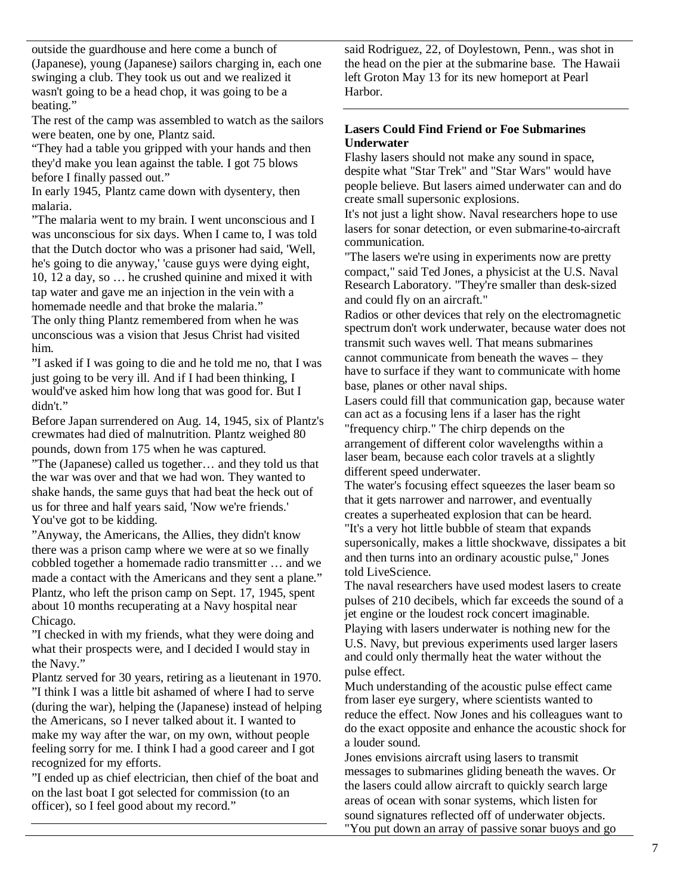outside the guardhouse and here come a bunch of (Japanese), young (Japanese) sailors charging in, each one swinging a club. They took us out and we realized it wasn't going to be a head chop, it was going to be a beating."

The rest of the camp was assembled to watch as the sailors were beaten, one by one, Plantz said.

"They had a table you gripped with your hands and then they'd make you lean against the table. I got 75 blows before I finally passed out."

In early 1945, Plantz came down with dysentery, then malaria.

"The malaria went to my brain. I went unconscious and I was unconscious for six days. When I came to, I was told that the Dutch doctor who was a prisoner had said, 'Well, he's going to die anyway,' 'cause guys were dying eight, 10, 12 a day, so … he crushed quinine and mixed it with tap water and gave me an injection in the vein with a homemade needle and that broke the malaria."

The only thing Plantz remembered from when he was unconscious was a vision that Jesus Christ had visited him.

"I asked if I was going to die and he told me no, that I was just going to be very ill. And if I had been thinking, I would've asked him how long that was good for. But I didn't."

Before Japan surrendered on Aug. 14, 1945, six of Plantz's crewmates had died of malnutrition. Plantz weighed 80 pounds, down from 175 when he was captured.

"The (Japanese) called us together… and they told us that the war was over and that we had won. They wanted to shake hands, the same guys that had beat the heck out of us for three and half years said, 'Now we're friends.' You've got to be kidding.

"Anyway, the Americans, the Allies, they didn't know there was a prison camp where we were at so we finally cobbled together a homemade radio transmitter … and we made a contact with the Americans and they sent a plane."

Plantz, who left the prison camp on Sept. 17, 1945, spent about 10 months recuperating at a Navy hospital near Chicago.

"I checked in with my friends, what they were doing and what their prospects were, and I decided I would stay in the Navy."

Plantz served for 30 years, retiring as a lieutenant in 1970.

"I think I was a little bit ashamed of where I had to serve (during the war), helping the (Japanese) instead of helping the Americans, so I never talked about it. I wanted to make my way after the war, on my own, without people feeling sorry for me. I think I had a good career and I got recognized for my efforts.

"I ended up as chief electrician, then chief of the boat and on the last boat I got selected for commission (to an officer), so I feel good about my record."

---

said Rodriguez, 22, of Doylestown, Penn., was shot in the head on the pier at the submarine base. The Hawaii left Groton May 13 for its new homeport at Pearl Harbor.

---

**Lasers Could Find Friend or Foe Submarines Underwater**

Flashy lasers should not make any sound in space, despite what "Star Trek" and "Star Wars" would have people believe. But lasers aimed underwater can and do create small supersonic explosions.

It's not just a light show. Naval researchers hope to use lasers for sonar detection, or even submarine-to-aircraft communication.

"The lasers we're using in experiments now are pretty compact," said Ted Jones, a physicist at the U.S. Naval Research Laboratory. "They're smaller than desk-sized and could fly on an aircraft."

Radios or other devices that rely on the electromagnetic spectrum don't work underwater, because water does not transmit such waves well. That means submarines cannot communicate from beneath the waves – they have to surface if they want to communicate with home base, planes or other naval ships.

Lasers could fill that communication gap, because water can act as a focusing lens if a laser has the right "frequency chirp." The chirp depends on the arrangement of different color wavelengths within a laser beam, because each color travels at a slightly different speed underwater.

The water's focusing effect squeezes the laser beam so that it gets narrower and narrower, and eventually creates a superheated explosion that can be heard.

"It's a very hot little bubble of steam that expands supersonically, makes a little shockwave, dissipates a bit and then turns into an ordinary acoustic pulse," Jones told LiveScience.

The naval researchers have used modest lasers to create pulses of 210 decibels, which far exceeds the sound of a jet engine or the loudest rock concert imaginable.

Playing with lasers underwater is nothing new for the U.S. Navy, but previous experiments used larger lasers and could only thermally heat the water without the pulse effect.

Much understanding of the acoustic pulse effect came from laser eye surgery, where scientists wanted to reduce the effect. Now Jones and his colleagues want to do the exact opposite and enhance the acoustic shock for a louder sound.

Jones envisions aircraft using lasers to transmit messages to submarines gliding beneath the waves. Or the lasers could allow aircraft to quickly search large areas of ocean with sonar systems, which listen for sound signatures reflected off of underwater objects.

"You put down an array of passive sonar buoys and go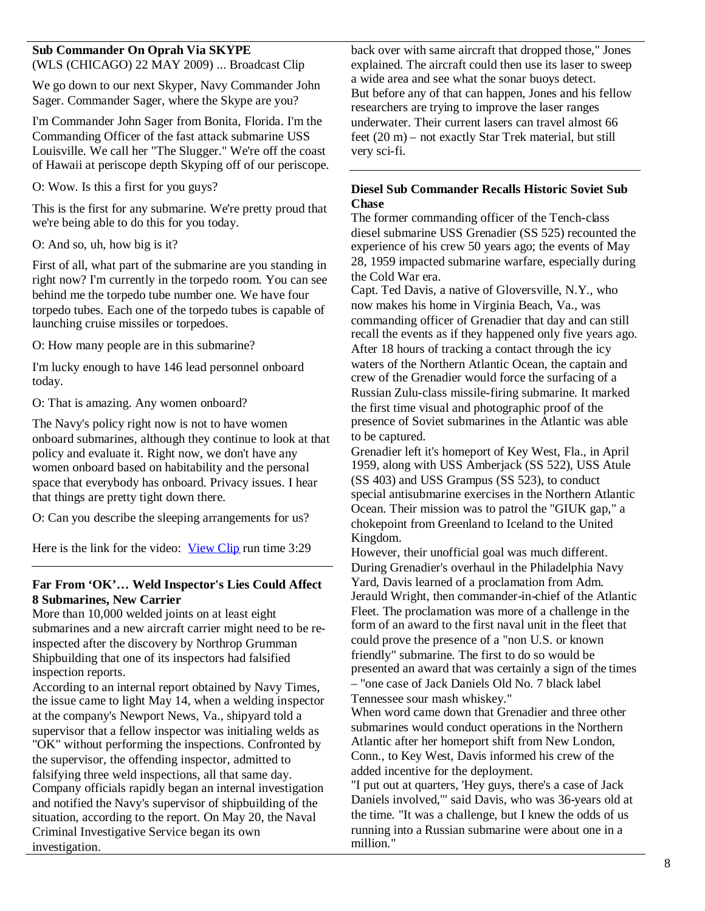### Sub Commander On Oprah Via SKYPE

(WLS (CHICAGO) 22 MAY 2009) ... Broadcast Clip

We go down to our next Skyper, Navy Commander John Sager. Commander Sager, where the Skype are you?

I'm Commander John Sager from Bonita, Florida. I'm the Commanding Officer of the fast attack submarine USS Louisville. We call her "The Slugger." We're off the coast of Hawaii at periscope depth Skyping off of our periscope.

O: Wow. Is this a first for you guys?

This is the first for any submarine. We're pretty proud that we're being able to do this for you today.

O: And so, uh, how big is it?

First of all, what part of the submarine are you standing in right now? I'm currently in the torpedo room. You can see behind me the torpedo tube number one. We have four torpedo tubes. Each one of the torpedo tubes is capable of launching cruise missiles or torpedoes.

O: How many people are in this submarine?

I'm lucky enough to have 146 lead personnel onboard today.

O: That is amazing. Any women onboard?

The Navy's policy right now is not to have women onboard submarines, although they continue to look at that policy and evaluate it. Right now, we don't have any women onboard based on habitability and the personal space that everybody has onboard. Privacy issues. I hear that things are pretty tight down there.

O: Can you describe the sleeping arrangements for us?

Here is the link for the video: [View Clip] run time 3:29

### Far From 'OK'… Weld Inspector's Lies Could Affect 8 Submarines, New Carrier

More than 10,000 welded joints on at least eight submarines and a new aircraft carrier might need to be re-inspected after the discovery by Northrop Grumman Shipbuilding that one of its inspectors had falsified inspection reports.

According to an internal report obtained by Navy Times, the issue came to light May 14, when a welding inspector at the company's Newport News, Va., shipyard told a supervisor that a fellow inspector was initialing welds as "OK" without performing the inspections. Confronted by the supervisor, the offending inspector, admitted to falsifying three weld inspections, all that same day. Company officials rapidly began an internal investigation and notified the Navy's supervisor of shipbuilding of the situation, according to the report. On May 20, the Naval Criminal Investigative Service began its own investigation.

back over with same aircraft that dropped those," Jones explained. The aircraft could then use its laser to sweep a wide area and see what the sonar buoys detect.

But before any of that can happen, Jones and his fellow researchers are trying to improve the laser ranges underwater. Their current lasers can travel almost 66 feet (20 m) – not exactly Star Trek material, but still very sci-fi.

### Diesel Sub Commander Recalls Historic Soviet Sub Chase

The former commanding officer of the Tench-class diesel submarine USS Grenadier (SS 525) recounted the experience of his crew 50 years ago; the events of May 28, 1959 impacted submarine warfare, especially during the Cold War era.

Capt. Ted Davis, a native of Gloversville, N.Y., who now makes his home in Virginia Beach, Va., was commanding officer of Grenadier that day and can still recall the events as if they happened only five years ago. After 18 hours of tracking a contact through the icy waters of the Northern Atlantic Ocean, the captain and crew of the Grenadier would force the surfacing of a Russian Zulu-class missile-firing submarine. It marked the first time visual and photographic proof of the presence of Soviet submarines in the Atlantic was able to be captured.

Grenadier left it's homeport of Key West, Fla., in April 1959, along with USS Amberjack (SS 522), USS Atule (SS 403) and USS Grampus (SS 523), to conduct special antisubmarine exercises in the Northern Atlantic Ocean. Their mission was to patrol the "GIUK gap," a chokepoint from Greenland to Iceland to the United Kingdom.

However, their unofficial goal was much different. During Grenadier's overhaul in the Philadelphia Navy Yard, Davis learned of a proclamation from Adm. Jerauld Wright, then commander-in-chief of the Atlantic Fleet. The proclamation was more of a challenge in the form of an award to the first naval unit in the fleet that could prove the presence of a "non U.S. or known friendly" submarine. The first to do so would be presented an award that was certainly a sign of the times – "one case of Jack Daniels Old No. 7 black label Tennessee sour mash whiskey."

When word came down that Grenadier and three other submarines would conduct operations in the Northern Atlantic after her homeport shift from New London, Conn., to Key West, Davis informed his crew of the added incentive for the deployment.

"I put out at quarters, 'Hey guys, there's a case of Jack Daniels involved,'" said Davis, who was 36-years old at the time. "It was a challenge, but I knew the odds of us running into a Russian submarine were about one in a million."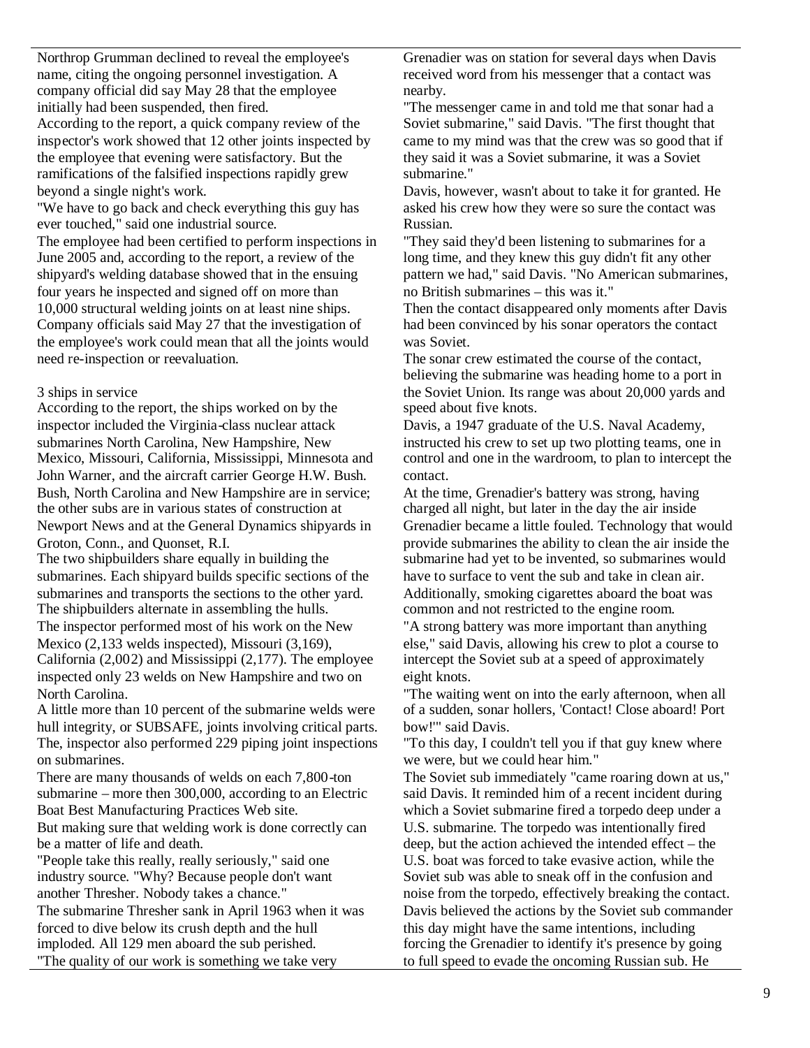Northrop Grumman declined to reveal the employee's name, citing the ongoing personnel investigation. A company official did say May 28 that the employee initially had been suspended, then fired.

According to the report, a quick company review of the inspector's work showed that 12 other joints inspected by the employee that evening were satisfactory. But the ramifications of the falsified inspections rapidly grew beyond a single night's work.

"We have to go back and check everything this guy has ever touched," said one industrial source.

The employee had been certified to perform inspections in June 2005 and, according to the report, a review of the shipyard's welding database showed that in the ensuing four years he inspected and signed off on more than 10,000 structural welding joints on at least nine ships. Company officials said May 27 that the investigation of the employee's work could mean that all the joints would need re-inspection or reevaluation.

3 ships in service

According to the report, the ships worked on by the inspector included the Virginia-class nuclear attack submarines North Carolina, New Hampshire, New Mexico, Missouri, California, Mississippi, Minnesota and John Warner, and the aircraft carrier George H.W. Bush. Bush, North Carolina and New Hampshire are in service; the other subs are in various states of construction at Newport News and at the General Dynamics shipyards in Groton, Conn., and Quonset, R.I.

The two shipbuilders share equally in building the submarines. Each shipyard builds specific sections of the submarines and transports the sections to the other yard. The shipbuilders alternate in assembling the hulls.

The inspector performed most of his work on the New Mexico (2,133 welds inspected), Missouri (3,169), California (2,002) and Mississippi (2,177). The employee inspected only 23 welds on New Hampshire and two on North Carolina.

A little more than 10 percent of the submarine welds were hull integrity, or SUBSAFE, joints involving critical parts. The, inspector also performed 229 piping joint inspections on submarines.

There are many thousands of welds on each 7,800-ton submarine – more then 300,000, according to an Electric Boat Best Manufacturing Practices Web site.

But making sure that welding work is done correctly can be a matter of life and death.

"People take this really, really seriously," said one industry source. "Why? Because people don't want another Thresher. Nobody takes a chance."

The submarine Thresher sank in April 1963 when it was forced to dive below its crush depth and the hull imploded. All 129 men aboard the sub perished.

"The quality of our work is something we take very

Grenadier was on station for several days when Davis received word from his messenger that a contact was nearby.

"The messenger came in and told me that sonar had a Soviet submarine," said Davis. "The first thought that came to my mind was that the crew was so good that if they said it was a Soviet submarine, it was a Soviet submarine."

Davis, however, wasn't about to take it for granted. He asked his crew how they were so sure the contact was Russian.

"They said they'd been listening to submarines for a long time, and they knew this guy didn't fit any other pattern we had," said Davis. "No American submarines, no British submarines – this was it."

Then the contact disappeared only moments after Davis had been convinced by his sonar operators the contact was Soviet.

The sonar crew estimated the course of the contact, believing the submarine was heading home to a port in the Soviet Union. Its range was about 20,000 yards and speed about five knots.

Davis, a 1947 graduate of the U.S. Naval Academy, instructed his crew to set up two plotting teams, one in control and one in the wardroom, to plan to intercept the contact.

At the time, Grenadier's battery was strong, having charged all night, but later in the day the air inside Grenadier became a little fouled. Technology that would provide submarines the ability to clean the air inside the submarine had yet to be invented, so submarines would have to surface to vent the sub and take in clean air. Additionally, smoking cigarettes aboard the boat was common and not restricted to the engine room.

"A strong battery was more important than anything else," said Davis, allowing his crew to plot a course to intercept the Soviet sub at a speed of approximately eight knots.

"The waiting went on into the early afternoon, when all of a sudden, sonar hollers, 'Contact! Close aboard! Port bow!'" said Davis.

"To this day, I couldn't tell you if that guy knew where we were, but we could hear him."

The Soviet sub immediately "came roaring down at us," said Davis. It reminded him of a recent incident during which a Soviet submarine fired a torpedo deep under a U.S. submarine. The torpedo was intentionally fired deep, but the action achieved the intended effect – the U.S. boat was forced to take evasive action, while the Soviet sub was able to sneak off in the confusion and noise from the torpedo, effectively breaking the contact.

Davis believed the actions by the Soviet sub commander this day might have the same intentions, including forcing the Grenadier to identify it's presence by going to full speed to evade the oncoming Russian sub. He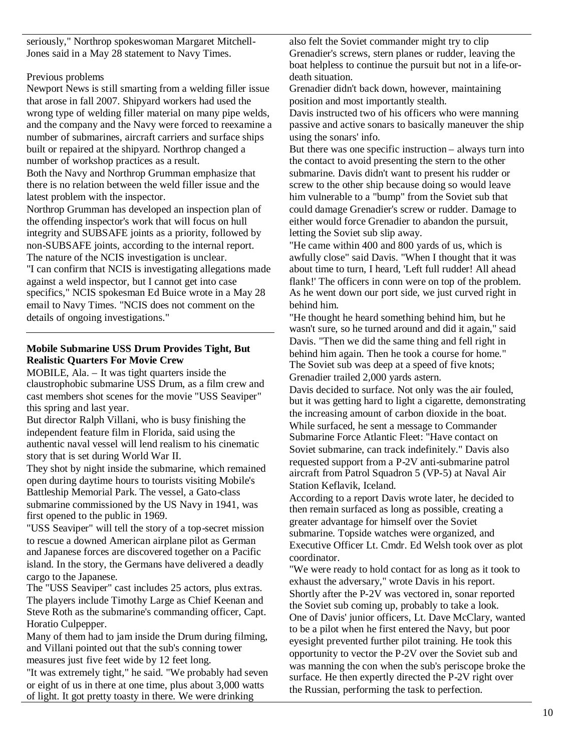seriously," Northrop spokeswoman Margaret Mitchell-Jones said in a May 28 statement to Navy Times.

Previous problems

Newport News is still smarting from a welding filler issue that arose in fall 2007. Shipyard workers had used the wrong type of welding filler material on many pipe welds, and the company and the Navy were forced to reexamine a number of submarines, aircraft carriers and surface ships built or repaired at the shipyard. Northrop changed a number of workshop practices as a result.

Both the Navy and Northrop Grumman emphasize that there is no relation between the weld filler issue and the latest problem with the inspector.

Northrop Grumman has developed an inspection plan of the offending inspector's work that will focus on hull integrity and SUBSAFE joints as a priority, followed by non-SUBSAFE joints, according to the internal report.

The nature of the NCIS investigation is unclear.

"I can confirm that NCIS is investigating allegations made against a weld inspector, but I cannot get into case specifics," NCIS spokesman Ed Buice wrote in a May 28 email to Navy Times. "NCIS does not comment on the details of ongoing investigations."

## Mobile Submarine USS Drum Provides Tight, But Realistic Quarters For Movie Crew

MOBILE, Ala. – It was tight quarters inside the claustrophobic submarine USS Drum, as a film crew and cast members shot scenes for the movie "USS Seaviper" this spring and last year.

But director Ralph Villani, who is busy finishing the independent feature film in Florida, said using the authentic naval vessel will lend realism to his cinematic story that is set during World War II.

They shot by night inside the submarine, which remained open during daytime hours to tourists visiting Mobile's Battleship Memorial Park. The vessel, a Gato-class submarine commissioned by the US Navy in 1941, was first opened to the public in 1969.

"USS Seaviper" will tell the story of a top-secret mission to rescue a downed American airplane pilot as German and Japanese forces are discovered together on a Pacific island. In the story, the Germans have delivered a deadly cargo to the Japanese.

The "USS Seaviper" cast includes 25 actors, plus extras. The players include Timothy Large as Chief Keenan and Steve Roth as the submarine's commanding officer, Capt. Horatio Culpepper.

Many of them had to jam inside the Drum during filming, and Villani pointed out that the sub's conning tower measures just five feet wide by 12 feet long.

"It was extremely tight," he said. "We probably had seven or eight of us in there at one time, plus about 3,000 watts of light. It got pretty toasty in there. We were drinking

also felt the Soviet commander might try to clip Grenadier's screws, stern planes or rudder, leaving the boat helpless to continue the pursuit but not in a life-or-death situation.

Grenadier didn't back down, however, maintaining position and most importantly stealth.

Davis instructed two of his officers who were manning passive and active sonars to basically maneuver the ship using the sonars' info.

But there was one specific instruction – always turn into the contact to avoid presenting the stern to the other submarine. Davis didn't want to present his rudder or screw to the other ship because doing so would leave him vulnerable to a "bump" from the Soviet sub that could damage Grenadier's screw or rudder. Damage to either would force Grenadier to abandon the pursuit, letting the Soviet sub slip away.

"He came within 400 and 800 yards of us, which is awfully close" said Davis. "When I thought that it was about time to turn, I heard, 'Left full rudder! All ahead flank!' The officers in conn were on top of the problem. As he went down our port side, we just curved right in behind him.

"He thought he heard something behind him, but he wasn't sure, so he turned around and did it again," said Davis. "Then we did the same thing and fell right in behind him again. Then he took a course for home."

The Soviet sub was deep at a speed of five knots; Grenadier trailed 2,000 yards astern.

Davis decided to surface. Not only was the air fouled, but it was getting hard to light a cigarette, demonstrating the increasing amount of carbon dioxide in the boat.

While surfaced, he sent a message to Commander Submarine Force Atlantic Fleet: "Have contact on Soviet submarine, can track indefinitely." Davis also requested support from a P-2V anti-submarine patrol aircraft from Patrol Squadron 5 (VP-5) at Naval Air Station Keflavik, Iceland.

According to a report Davis wrote later, he decided to then remain surfaced as long as possible, creating a greater advantage for himself over the Soviet submarine. Topside watches were organized, and Executive Officer Lt. Cmdr. Ed Welsh took over as plot coordinator.

"We were ready to hold contact for as long as it took to exhaust the adversary," wrote Davis in his report.

Shortly after the P-2V was vectored in, sonar reported the Soviet sub coming up, probably to take a look.

One of Davis' junior officers, Lt. Dave McClary, wanted to be a pilot when he first entered the Navy, but poor eyesight prevented further pilot training. He took this opportunity to vector the P-2V over the Soviet sub and was manning the con when the sub's periscope broke the surface. He then expertly directed the P-2V right over the Russian, performing the task to perfection.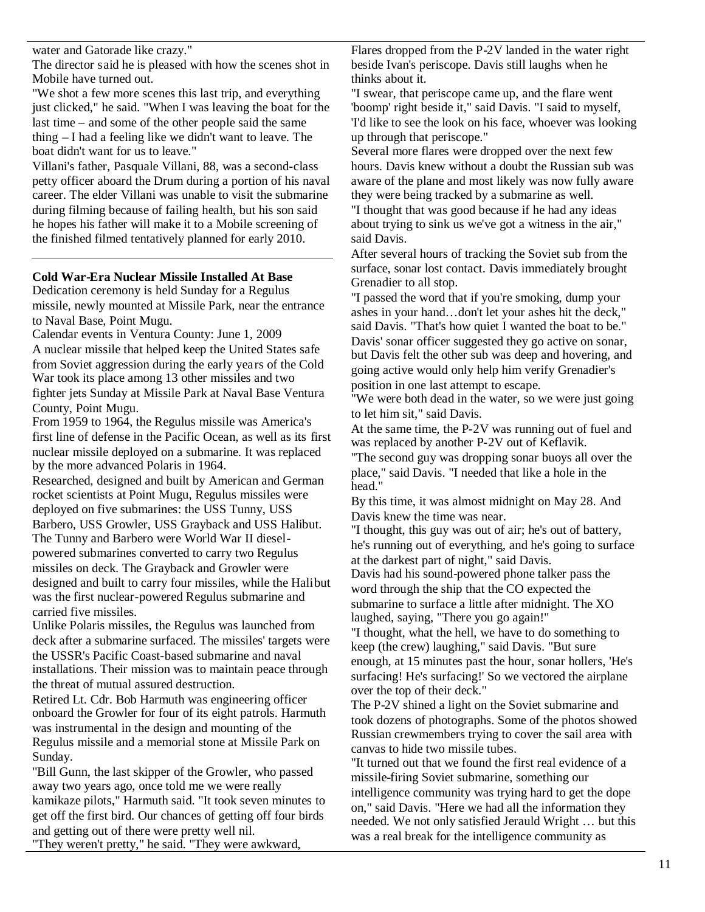water and Gatorade like crazy."

The director said he is pleased with how the scenes shot in Mobile have turned out.

"We shot a few more scenes this last trip, and everything just clicked," he said. "When I was leaving the boat for the last time – and some of the other people said the same thing – I had a feeling like we didn't want to leave. The boat didn't want for us to leave."

Villani's father, Pasquale Villani, 88, was a second-class petty officer aboard the Drum during a portion of his naval career. The elder Villani was unable to visit the submarine during filming because of failing health, but his son said he hopes his father will make it to a Mobile screening of the finished filmed tentatively planned for early 2010.

---

**Cold War-Era Nuclear Missile Installed At Base**

Dedication ceremony is held Sunday for a Regulus missile, newly mounted at Missile Park, near the entrance to Naval Base, Point Mugu.

Calendar events in Ventura County: June 1, 2009

A nuclear missile that helped keep the United States safe from Soviet aggression during the early years of the Cold War took its place among 13 other missiles and two fighter jets Sunday at Missile Park at Naval Base Ventura County, Point Mugu.

From 1959 to 1964, the Regulus missile was America's first line of defense in the Pacific Ocean, as well as its first nuclear missile deployed on a submarine. It was replaced by the more advanced Polaris in 1964.

Researched, designed and built by American and German rocket scientists at Point Mugu, Regulus missiles were deployed on five submarines: the USS Tunny, USS Barbero, USS Growler, USS Grayback and USS Halibut. The Tunny and Barbero were World War II diesel-powered submarines converted to carry two Regulus missiles on deck. The Grayback and Growler were designed and built to carry four missiles, while the Halibut was the first nuclear-powered Regulus submarine and carried five missiles.

Unlike Polaris missiles, the Regulus was launched from deck after a submarine surfaced. The missiles' targets were the USSR's Pacific Coast-based submarine and naval installations. Their mission was to maintain peace through the threat of mutual assured destruction.

Retired Lt. Cdr. Bob Harmuth was engineering officer onboard the Growler for four of its eight patrols. Harmuth was instrumental in the design and mounting of the Regulus missile and a memorial stone at Missile Park on Sunday.

"Bill Gunn, the last skipper of the Growler, who passed away two years ago, once told me we were really kamikaze pilots," Harmuth said. "It took seven minutes to get off the first bird. Our chances of getting off four birds and getting out of there were pretty well nil.

"They weren't pretty," he said. "They were awkward,

Flares dropped from the P-2V landed in the water right beside Ivan's periscope. Davis still laughs when he thinks about it.

"I swear, that periscope came up, and the flare went 'boomp' right beside it," said Davis. "I said to myself, 'I'd like to see the look on his face, whoever was looking up through that periscope."

Several more flares were dropped over the next few hours. Davis knew without a doubt the Russian sub was aware of the plane and most likely was now fully aware they were being tracked by a submarine as well.

"I thought that was good because if he had any ideas about trying to sink us we've got a witness in the air," said Davis.

After several hours of tracking the Soviet sub from the surface, sonar lost contact. Davis immediately brought Grenadier to all stop.

"I passed the word that if you're smoking, dump your ashes in your hand…don't let your ashes hit the deck," said Davis. "That's how quiet I wanted the boat to be."

Davis' sonar officer suggested they go active on sonar, but Davis felt the other sub was deep and hovering, and going active would only help him verify Grenadier's position in one last attempt to escape.

"We were both dead in the water, so we were just going to let him sit," said Davis.

At the same time, the P-2V was running out of fuel and was replaced by another P-2V out of Keflavik.

"The second guy was dropping sonar buoys all over the place," said Davis. "I needed that like a hole in the head."

By this time, it was almost midnight on May 28. And Davis knew the time was near.

"I thought, this guy was out of air; he's out of battery, he's running out of everything, and he's going to surface at the darkest part of night," said Davis.

Davis had his sound-powered phone talker pass the word through the ship that the CO expected the submarine to surface a little after midnight. The XO laughed, saying, "There you go again!"

"I thought, what the hell, we have to do something to keep (the crew) laughing," said Davis. "But sure enough, at 15 minutes past the hour, sonar hollers, 'He's surfacing! He's surfacing!' So we vectored the airplane over the top of their deck."

The P-2V shined a light on the Soviet submarine and took dozens of photographs. Some of the photos showed Russian crewmembers trying to cover the sail area with canvas to hide two missile tubes.

"It turned out that we found the first real evidence of a missile-firing Soviet submarine, something our intelligence community was trying hard to get the dope on," said Davis. "Here we had all the information they needed. We not only satisfied Jerauld Wright … but this was a real break for the intelligence community as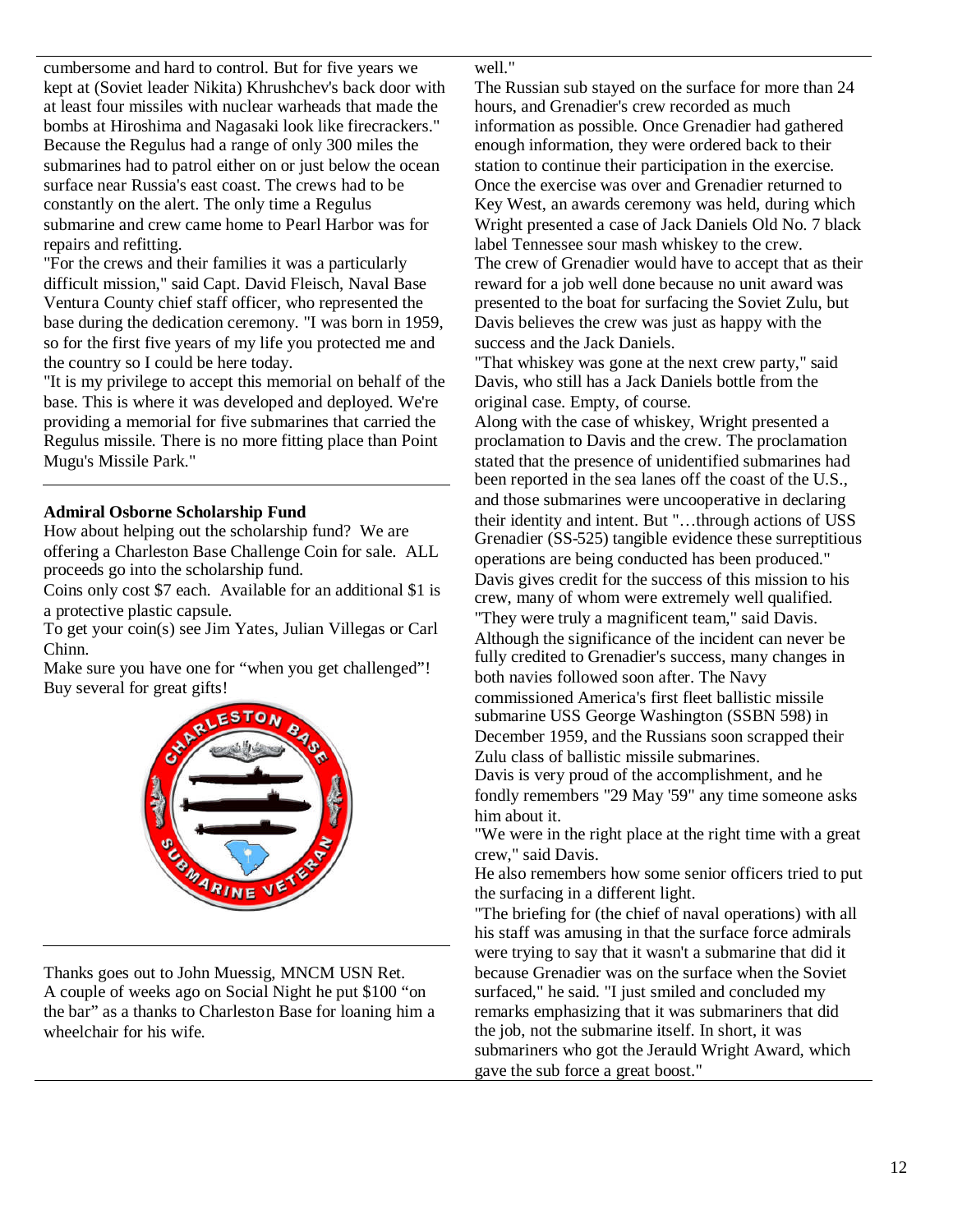cumbersome and hard to control. But for five years we kept at (Soviet leader Nikita) Khrushchev's back door with at least four missiles with nuclear warheads that made the bombs at Hiroshima and Nagasaki look like firecrackers."

Because the Regulus had a range of only 300 miles the submarines had to patrol either on or just below the ocean surface near Russia's east coast. The crews had to be constantly on the alert. The only time a Regulus submarine and crew came home to Pearl Harbor was for repairs and refitting.

"For the crews and their families it was a particularly difficult mission," said Capt. David Fleisch, Naval Base Ventura County chief staff officer, who represented the base during the dedication ceremony. "I was born in 1959, so for the first five years of my life you protected me and the country so I could be here today.

"It is my privilege to accept this memorial on behalf of the base. This is where it was developed and deployed. We're providing a memorial for five submarines that carried the Regulus missile. There is no more fitting place than Point Mugu's Missile Park."

**Admiral Osborne Scholarship Fund**

How about helping out the scholarship fund? We are offering a Charleston Base Challenge Coin for sale. ALL proceeds go into the scholarship fund.

Coins only cost $7 each. Available for an additional $1 is a protective plastic capsule.

To get your coin(s) see Jim Yates, Julian Villegas or Carl Chinn.

Make sure you have one for "when you get challenged"! Buy several for great gifts!

Thanks goes out to John Muessig, MNCM USN Ret. A couple of weeks ago on Social Night he put $100 "on the bar" as a thanks to Charleston Base for loaning him a wheelchair for his wife.

well."

The Russian sub stayed on the surface for more than 24 hours, and Grenadier's crew recorded as much information as possible. Once Grenadier had gathered enough information, they were ordered back to their station to continue their participation in the exercise. Once the exercise was over and Grenadier returned to Key West, an awards ceremony was held, during which Wright presented a case of Jack Daniels Old No. 7 black label Tennessee sour mash whiskey to the crew.

The crew of Grenadier would have to accept that as their reward for a job well done because no unit award was presented to the boat for surfacing the Soviet Zulu, but Davis believes the crew was just as happy with the success and the Jack Daniels.

"That whiskey was gone at the next crew party," said Davis, who still has a Jack Daniels bottle from the original case. Empty, of course.

Along with the case of whiskey, Wright presented a proclamation to Davis and the crew. The proclamation stated that the presence of unidentified submarines had been reported in the sea lanes off the coast of the U.S., and those submarines were uncooperative in declaring their identity and intent. But "…through actions of USS Grenadier (SS-525) tangible evidence these surreptitious operations are being conducted has been produced."

Davis gives credit for the success of this mission to his crew, many of whom were extremely well qualified.

"They were truly a magnificent team," said Davis.

Although the significance of the incident can never be fully credited to Grenadier's success, many changes in both navies followed soon after. The Navy commissioned America's first fleet ballistic missile submarine USS George Washington (SSBN 598) in December 1959, and the Russians soon scrapped their Zulu class of ballistic missile submarines.

Davis is very proud of the accomplishment, and he fondly remembers "29 May '59" any time someone asks him about it.

"We were in the right place at the right time with a great crew," said Davis.

He also remembers how some senior officers tried to put the surfacing in a different light.

"The briefing for (the chief of naval operations) with all his staff was amusing in that the surface force admirals were trying to say that it wasn't a submarine that did it because Grenadier was on the surface when the Soviet surfaced," he said. "I just smiled and concluded my remarks emphasizing that it was submariners that did the job, not the submarine itself. In short, it was submariners who got the Jerauld Wright Award, which gave the sub force a great boost."